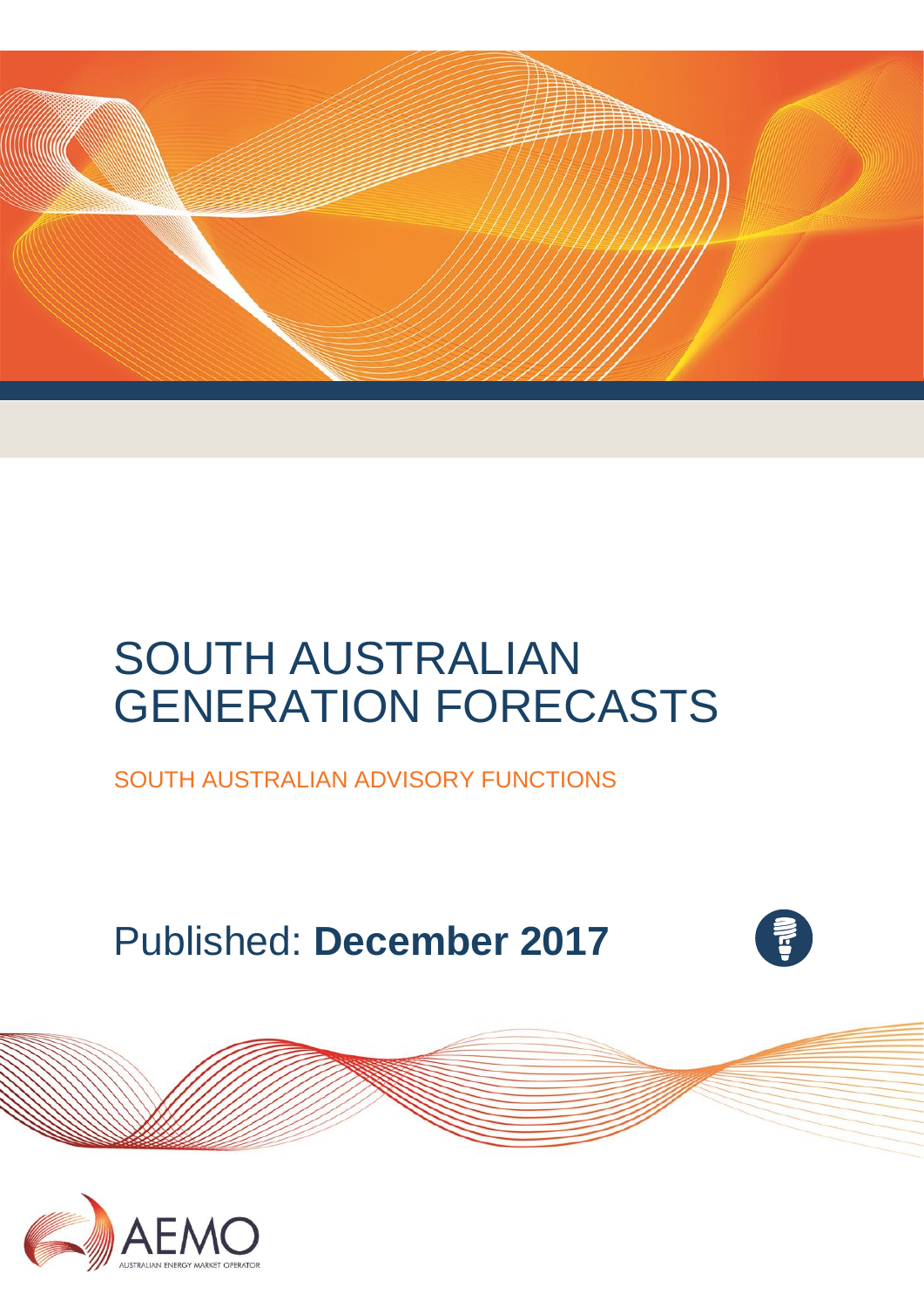# SOUTH AUSTRALIAN GENERATION FORECASTS

SOUTH AUSTRALIAN ADVISORY FUNCTIONS

Published: **December 2017**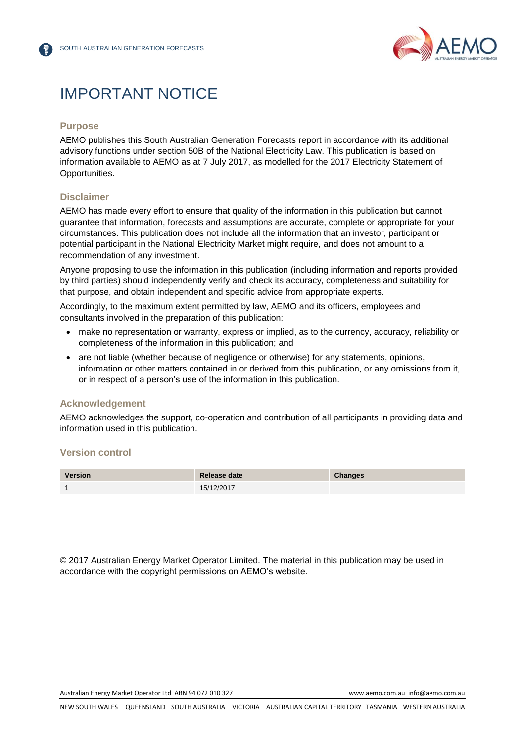# IMPORTANT NOTICE

## Purpose

AEMO publishes this South Australian Generation Forecasts report in accordance with its additional advisory functions under section 50B of the National Electricity Law. This publication is based on information available to AEMO as at 7 July 2017, as modelled for the 2017 Electricity Statement of Opportunities.

## Disclaimer

AEMO has made every effort to ensure that quality of the information in this publication but cannot guarantee that information, forecasts and assumptions are accurate, complete or appropriate for your circumstances. This publication does not include all the information that an investor, participant or potential participant in the National Electricity Market might require, and does not amount to a recommendation of any investment.

Anyone proposing to use the information in this publication (including information and reports provided by third parties) should independently verify and check its accuracy, completeness and suitability for that purpose, and obtain independent and specific advice from appropriate experts.

Accordingly, to the maximum extent permitted by law, AEMO and its officers, employees and consultants involved in the preparation of this publication:

- make no representation or warranty, express or implied, as to the currency, accuracy, reliability or completeness of the information in this publication; and
- are not liable (whether because of negligence or otherwise) for any statements, opinions, information or other matters contained in or derived from this publication, or any omissions from it, or in respect of a person's use of the information in this publication.

## Acknowledgement

AEMO acknowledges the support, co-operation and contribution of all participants in providing data and information used in this publication.

## Version control

| Version | Release date | Changes |
|---|---|---|
| 1 | 15/12/2017 | |

© 2017 Australian Energy Market Operator Limited. The material in this publication may be used in accordance with the copyright permissions on AEMO's website.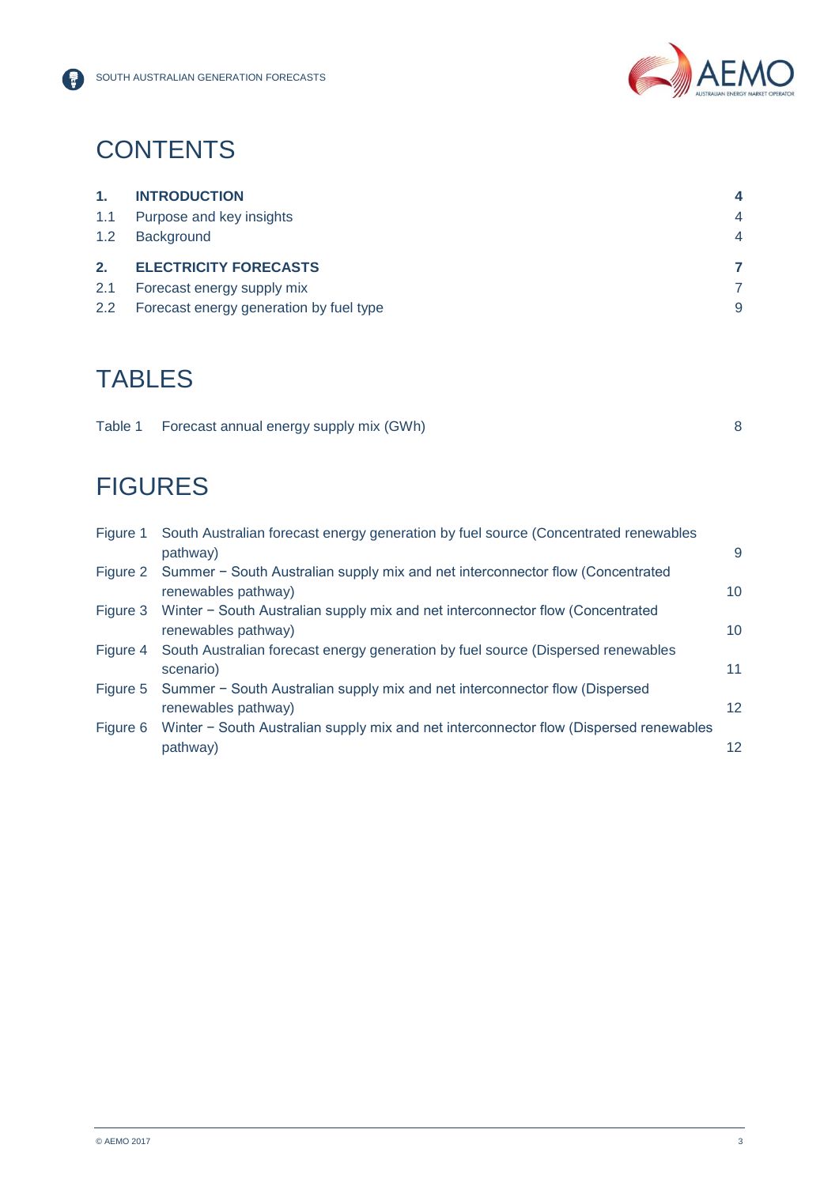# CONTENTS

| | | |
|---|---|---|
| **1.** | **INTRODUCTION** | **4** |
| 1.1 | Purpose and key insights | 4 |
| 1.2 | Background | 4 |
| **2.** | **ELECTRICITY FORECASTS** | **7** |
| 2.1 | Forecast energy supply mix | 7 |
| 2.2 | Forecast energy generation by fuel type | 9 |

# TABLES

| | | |
|---|---|---|
| Table 1 | Forecast annual energy supply mix (GWh) | 8 |

# FIGURES

| | | |
|---|---|---|
| Figure 1 | South Australian forecast energy generation by fuel source (Concentrated renewables pathway) | 9 |
| Figure 2 | Summer − South Australian supply mix and net interconnector flow (Concentrated renewables pathway) | 10 |
| Figure 3 | Winter − South Australian supply mix and net interconnector flow (Concentrated renewables pathway) | 10 |
| Figure 4 | South Australian forecast energy generation by fuel source (Dispersed renewables scenario) | 11 |
| Figure 5 | Summer − South Australian supply mix and net interconnector flow (Dispersed renewables pathway) | 12 |
| Figure 6 | Winter − South Australian supply mix and net interconnector flow (Dispersed renewables pathway) | 12 |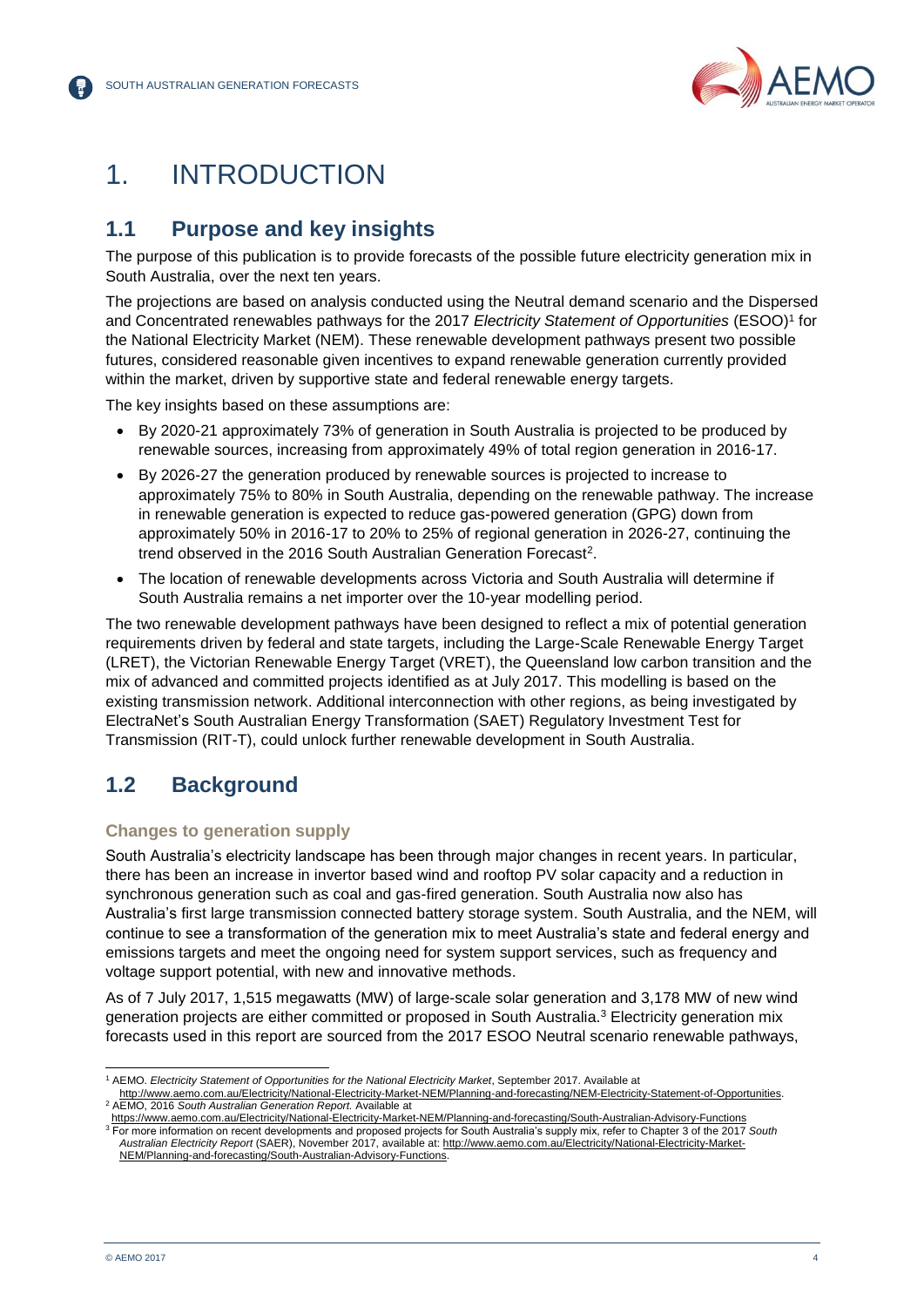# 1. INTRODUCTION

## 1.1 Purpose and key insights

The purpose of this publication is to provide forecasts of the possible future electricity generation mix in South Australia, over the next ten years.

The projections are based on analysis conducted using the Neutral demand scenario and the Dispersed and Concentrated renewables pathways for the 2017 *Electricity Statement of Opportunities* (ESOO)[1] for the National Electricity Market (NEM). These renewable development pathways present two possible futures, considered reasonable given incentives to expand renewable generation currently provided within the market, driven by supportive state and federal renewable energy targets.

The key insights based on these assumptions are:

- By 2020-21 approximately 73% of generation in South Australia is projected to be produced by renewable sources, increasing from approximately 49% of total region generation in 2016-17.
- By 2026-27 the generation produced by renewable sources is projected to increase to approximately 75% to 80% in South Australia, depending on the renewable pathway. The increase in renewable generation is expected to reduce gas-powered generation (GPG) down from approximately 50% in 2016-17 to 20% to 25% of regional generation in 2026-27, continuing the trend observed in the 2016 South Australian Generation Forecast[2].
- The location of renewable developments across Victoria and South Australia will determine if South Australia remains a net importer over the 10-year modelling period.

The two renewable development pathways have been designed to reflect a mix of potential generation requirements driven by federal and state targets, including the Large-Scale Renewable Energy Target (LRET), the Victorian Renewable Energy Target (VRET), the Queensland low carbon transition and the mix of advanced and committed projects identified as at July 2017. This modelling is based on the existing transmission network. Additional interconnection with other regions, as being investigated by ElectraNet's South Australian Energy Transformation (SAET) Regulatory Investment Test for Transmission (RIT-T), could unlock further renewable development in South Australia.

## 1.2 Background

### Changes to generation supply

South Australia's electricity landscape has been through major changes in recent years. In particular, there has been an increase in invertor based wind and rooftop PV solar capacity and a reduction in synchronous generation such as coal and gas-fired generation. South Australia now also has Australia's first large transmission connected battery storage system. South Australia, and the NEM, will continue to see a transformation of the generation mix to meet Australia's state and federal energy and emissions targets and meet the ongoing need for system support services, such as frequency and voltage support potential, with new and innovative methods.

As of 7 July 2017, 1,515 megawatts (MW) of large-scale solar generation and 3,178 MW of new wind generation projects are either committed or proposed in South Australia.[3] Electricity generation mix forecasts used in this report are sourced from the 2017 ESOO Neutral scenario renewable pathways,

---

[1] AEMO. *Electricity Statement of Opportunities for the National Electricity Market*, September 2017. Available at http://www.aemo.com.au/Electricity/National-Electricity-Market-NEM/Planning-and-forecasting/NEM-Electricity-Statement-of-Opportunities.

[2] AEMO, 2016 *South Australian Generation Report.* Available at https://www.aemo.com.au/Electricity/National-Electricity-Market-NEM/Planning-and-forecasting/South-Australian-Advisory-Functions

[3] For more information on recent developments and proposed projects for South Australia's supply mix, refer to Chapter 3 of the 2017 *South Australian Electricity Report* (SAER), November 2017, available at: http://www.aemo.com.au/Electricity/National-Electricity-Market-NEM/Planning-and-forecasting/South-Australian-Advisory-Functions.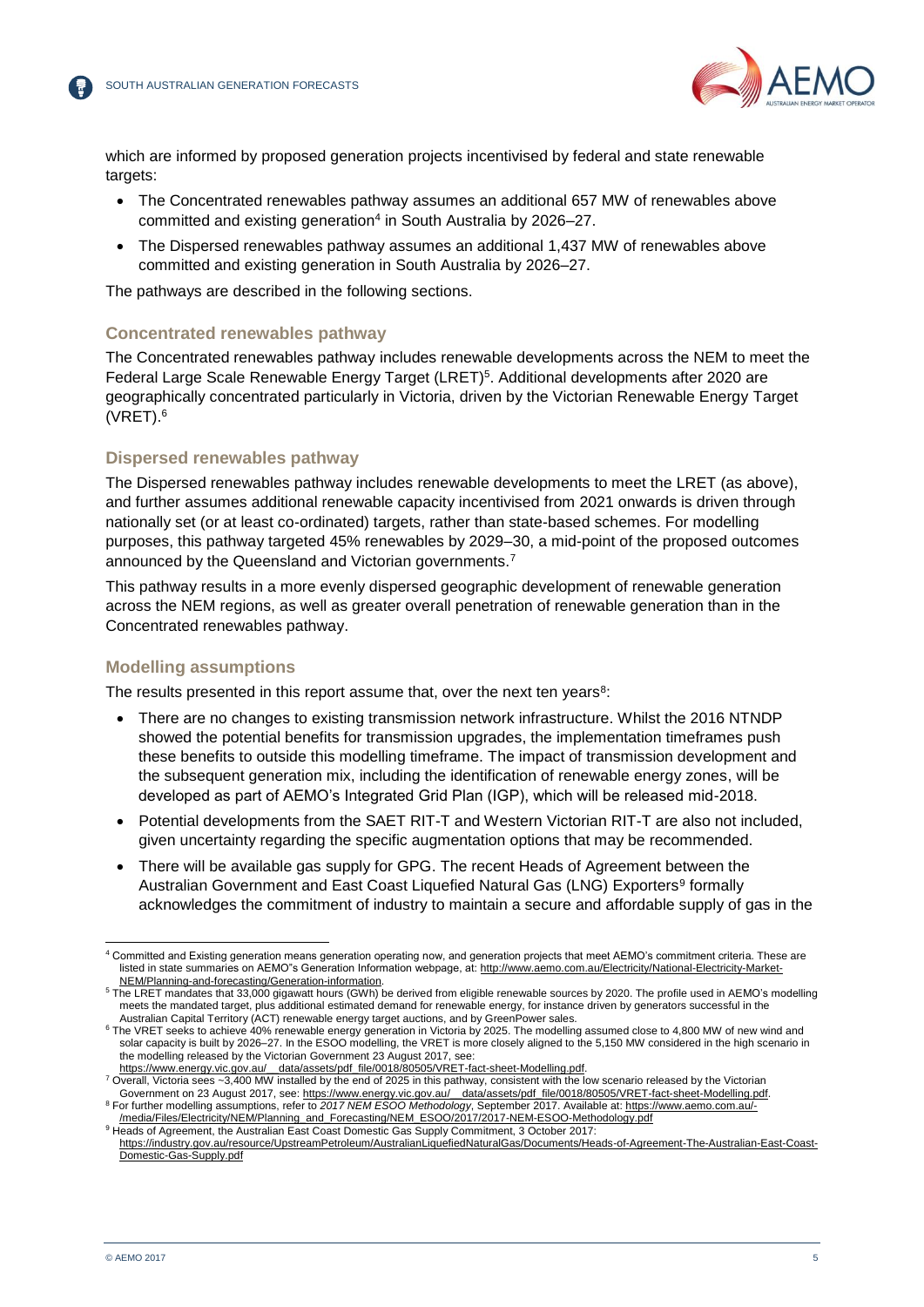which are informed by proposed generation projects incentivised by federal and state renewable targets:

- The Concentrated renewables pathway assumes an additional 657 MW of renewables above committed and existing generation[4] in South Australia by 2026–27.
- The Dispersed renewables pathway assumes an additional 1,437 MW of renewables above committed and existing generation in South Australia by 2026–27.

The pathways are described in the following sections.

### Concentrated renewables pathway

The Concentrated renewables pathway includes renewable developments across the NEM to meet the Federal Large Scale Renewable Energy Target (LRET)[5]. Additional developments after 2020 are geographically concentrated particularly in Victoria, driven by the Victorian Renewable Energy Target (VRET).[6]

### Dispersed renewables pathway

The Dispersed renewables pathway includes renewable developments to meet the LRET (as above), and further assumes additional renewable capacity incentivised from 2021 onwards is driven through nationally set (or at least co-ordinated) targets, rather than state-based schemes. For modelling purposes, this pathway targeted 45% renewables by 2029–30, a mid-point of the proposed outcomes announced by the Queensland and Victorian governments.[7]

This pathway results in a more evenly dispersed geographic development of renewable generation across the NEM regions, as well as greater overall penetration of renewable generation than in the Concentrated renewables pathway.

### Modelling assumptions

The results presented in this report assume that, over the next ten years[8]:

- There are no changes to existing transmission network infrastructure. Whilst the 2016 NTNDP showed the potential benefits for transmission upgrades, the implementation timeframes push these benefits to outside this modelling timeframe. The impact of transmission development and the subsequent generation mix, including the identification of renewable energy zones, will be developed as part of AEMO's Integrated Grid Plan (IGP), which will be released mid-2018.
- Potential developments from the SAET RIT-T and Western Victorian RIT-T are also not included, given uncertainty regarding the specific augmentation options that may be recommended.
- There will be available gas supply for GPG. The recent Heads of Agreement between the Australian Government and East Coast Liquefied Natural Gas (LNG) Exporters[9] formally acknowledges the commitment of industry to maintain a secure and affordable supply of gas in the

---

[4] Committed and Existing generation means generation operating now, and generation projects that meet AEMO's commitment criteria. These are listed in state summaries on AEMO"s Generation Information webpage, at: http://www.aemo.com.au/Electricity/National-Electricity-Market-NEM/Planning-and-forecasting/Generation-information.

[5] The LRET mandates that 33,000 gigawatt hours (GWh) be derived from eligible renewable sources by 2020. The profile used in AEMO's modelling meets the mandated target, plus additional estimated demand for renewable energy, for instance driven by generators successful in the Australian Capital Territory (ACT) renewable energy target auctions, and by GreenPower sales.

[6] The VRET seeks to achieve 40% renewable energy generation in Victoria by 2025. The modelling assumed close to 4,800 MW of new wind and solar capacity is built by 2026–27. In the ESOO modelling, the VRET is more closely aligned to the 5,150 MW considered in the high scenario in the modelling released by the Victorian Government 23 August 2017, see: https://www.energy.vic.gov.au/__data/assets/pdf_file/0018/80505/VRET-fact-sheet-Modelling.pdf.

[7] Overall, Victoria sees ~3,400 MW installed by the end of 2025 in this pathway, consistent with the low scenario released by the Victorian Government on 23 August 2017, see: https://www.energy.vic.gov.au/__data/assets/pdf_file/0018/80505/VRET-fact-sheet-Modelling.pdf.

[8] For further modelling assumptions, refer to *2017 NEM ESOO Methodology*, September 2017. Available at: https://www.aemo.com.au/-/media/Files/Electricity/NEM/Planning_and_Forecasting/NEM_ESOO/2017/2017-NEM-ESOO-Methodology.pdf

[9] Heads of Agreement, the Australian East Coast Domestic Gas Supply Commitment, 3 October 2017: https://industry.gov.au/resource/UpstreamPetroleum/AustralianLiquefiedNaturalGas/Documents/Heads-of-Agreement-The-Australian-East-Coast-Domestic-Gas-Supply.pdf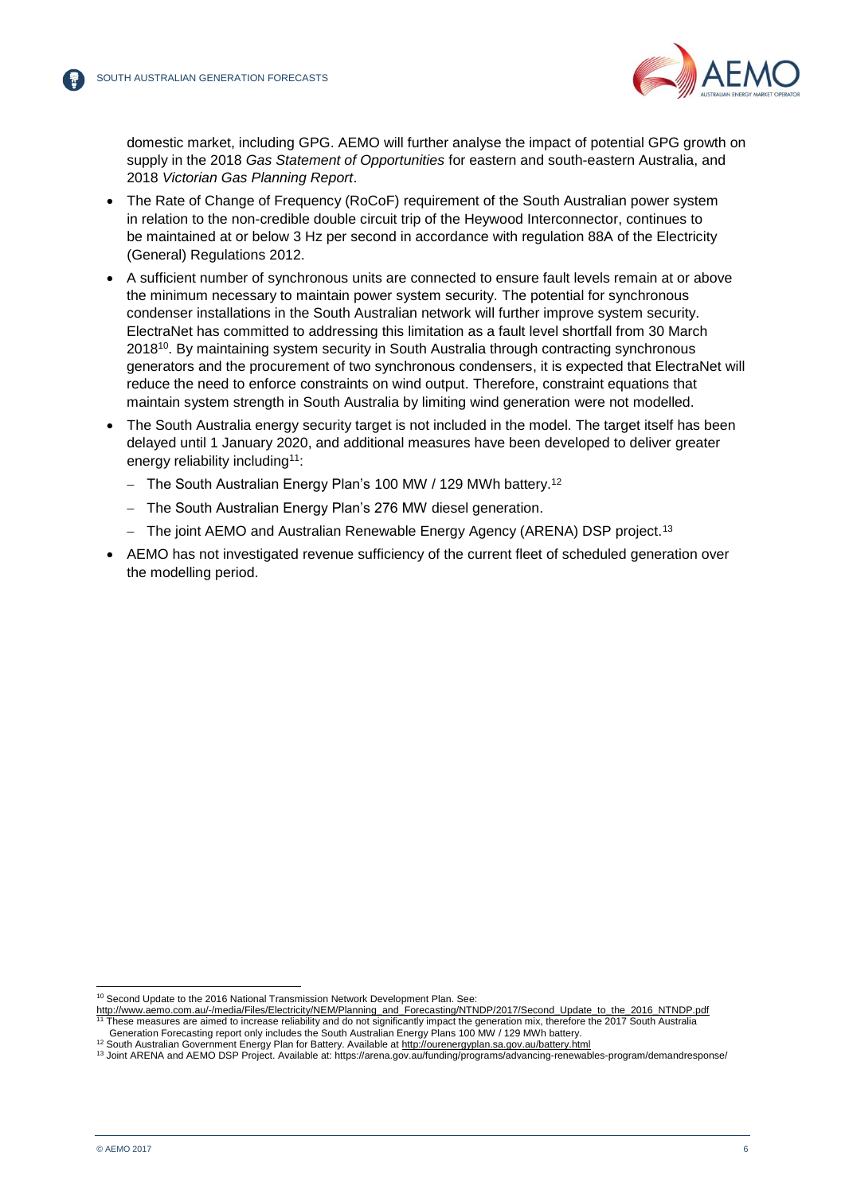domestic market, including GPG. AEMO will further analyse the impact of potential GPG growth on supply in the 2018 *Gas Statement of Opportunities* for eastern and south-eastern Australia, and 2018 *Victorian Gas Planning Report*.

- The Rate of Change of Frequency (RoCoF) requirement of the South Australian power system in relation to the non-credible double circuit trip of the Heywood Interconnector, continues to be maintained at or below 3 Hz per second in accordance with regulation 88A of the Electricity (General) Regulations 2012.
- A sufficient number of synchronous units are connected to ensure fault levels remain at or above the minimum necessary to maintain power system security. The potential for synchronous condenser installations in the South Australian network will further improve system security. ElectraNet has committed to addressing this limitation as a fault level shortfall from 30 March 2018[10]. By maintaining system security in South Australia through contracting synchronous generators and the procurement of two synchronous condensers, it is expected that ElectraNet will reduce the need to enforce constraints on wind output. Therefore, constraint equations that maintain system strength in South Australia by limiting wind generation were not modelled.
- The South Australia energy security target is not included in the model. The target itself has been delayed until 1 January 2020, and additional measures have been developed to deliver greater energy reliability including[11]:
  - The South Australian Energy Plan's 100 MW / 129 MWh battery.[12]
  - The South Australian Energy Plan's 276 MW diesel generation.
  - The joint AEMO and Australian Renewable Energy Agency (ARENA) DSP project.[13]
- AEMO has not investigated revenue sufficiency of the current fleet of scheduled generation over the modelling period.

---

[10] Second Update to the 2016 National Transmission Network Development Plan. See: http://www.aemo.com.au/-/media/Files/Electricity/NEM/Planning_and_Forecasting/NTNDP/2017/Second_Update_to_the_2016_NTNDP.pdf

[11] These measures are aimed to increase reliability and do not significantly impact the generation mix, therefore the 2017 South Australia Generation Forecasting report only includes the South Australian Energy Plans 100 MW / 129 MWh battery.

[12] South Australian Government Energy Plan for Battery. Available at http://ourenergyplan.sa.gov.au/battery.html

[13] Joint ARENA and AEMO DSP Project. Available at: https://arena.gov.au/funding/programs/advancing-renewables-program/demandresponse/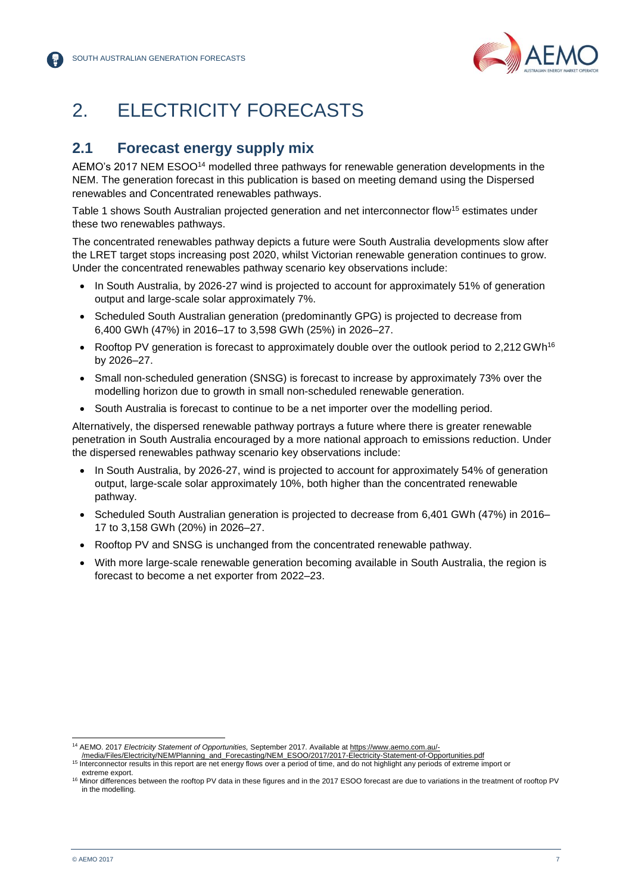# 2. ELECTRICITY FORECASTS

## 2.1 Forecast energy supply mix

AEMO's 2017 NEM ESOO[14] modelled three pathways for renewable generation developments in the NEM. The generation forecast in this publication is based on meeting demand using the Dispersed renewables and Concentrated renewables pathways.

Table 1 shows South Australian projected generation and net interconnector flow[15] estimates under these two renewables pathways.

The concentrated renewables pathway depicts a future were South Australia developments slow after the LRET target stops increasing post 2020, whilst Victorian renewable generation continues to grow. Under the concentrated renewables pathway scenario key observations include:

- In South Australia, by 2026-27 wind is projected to account for approximately 51% of generation output and large-scale solar approximately 7%.
- Scheduled South Australian generation (predominantly GPG) is projected to decrease from 6,400 GWh (47%) in 2016–17 to 3,598 GWh (25%) in 2026–27.
- Rooftop PV generation is forecast to approximately double over the outlook period to 2,212 GWh[16] by 2026–27.
- Small non-scheduled generation (SNSG) is forecast to increase by approximately 73% over the modelling horizon due to growth in small non-scheduled renewable generation.
- South Australia is forecast to continue to be a net importer over the modelling period.

Alternatively, the dispersed renewable pathway portrays a future where there is greater renewable penetration in South Australia encouraged by a more national approach to emissions reduction. Under the dispersed renewables pathway scenario key observations include:

- In South Australia, by 2026-27, wind is projected to account for approximately 54% of generation output, large-scale solar approximately 10%, both higher than the concentrated renewable pathway.
- Scheduled South Australian generation is projected to decrease from 6,401 GWh (47%) in 2016–17 to 3,158 GWh (20%) in 2026–27.
- Rooftop PV and SNSG is unchanged from the concentrated renewable pathway.
- With more large-scale renewable generation becoming available in South Australia, the region is forecast to become a net exporter from 2022–23.

---

[14] AEMO. 2017 *Electricity Statement of Opportunities,* September 2017. Available at https://www.aemo.com.au/-/media/Files/Electricity/NEM/Planning_and_Forecasting/NEM_ESOO/2017/2017-Electricity-Statement-of-Opportunities.pdf

[15] Interconnector results in this report are net energy flows over a period of time, and do not highlight any periods of extreme import or extreme export.

[16] Minor differences between the rooftop PV data in these figures and in the 2017 ESOO forecast are due to variations in the treatment of rooftop PV in the modelling.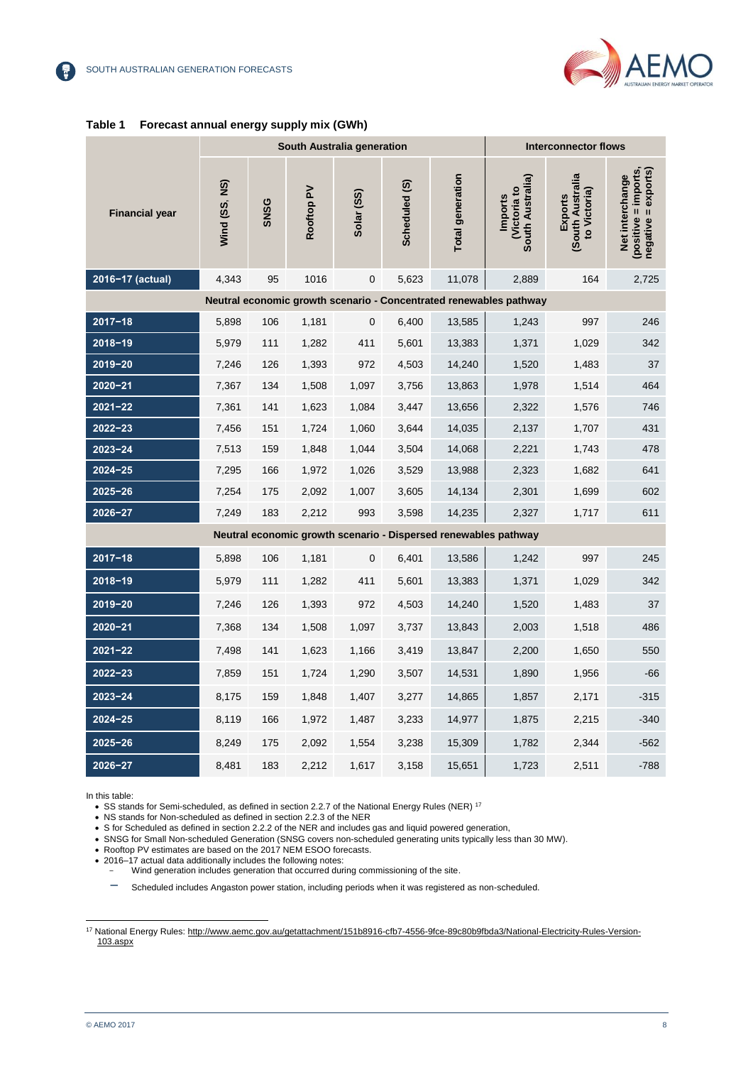**Table 1 Forecast annual energy supply mix (GWh)**

| Financial year | South Australia generation | | | | | | Interconnector flows | | |
|---|---|---|---|---|---|---|---|---|---|
| | Wind (SS, NS) | SNSG | Rooftop PV | Solar (SS) | Scheduled (S) | Total generation | Imports (Victoria to South Australia) | Exports (South Australia to Victoria) | Net interchange (positive = imports, negative = exports) |
| 2016–17 (actual) | 4,343 | 95 | 1016 | 0 | 5,623 | 11,078 | 2,889 | 164 | 2,725 |
| **Neutral economic growth scenario - Concentrated renewables pathway** | | | | | | | | | |
| 2017–18 | 5,898 | 106 | 1,181 | 0 | 6,400 | 13,585 | 1,243 | 997 | 246 |
| 2018–19 | 5,979 | 111 | 1,282 | 411 | 5,601 | 13,383 | 1,371 | 1,029 | 342 |
| 2019–20 | 7,246 | 126 | 1,393 | 972 | 4,503 | 14,240 | 1,520 | 1,483 | 37 |
| 2020–21 | 7,367 | 134 | 1,508 | 1,097 | 3,756 | 13,863 | 1,978 | 1,514 | 464 |
| 2021–22 | 7,361 | 141 | 1,623 | 1,084 | 3,447 | 13,656 | 2,322 | 1,576 | 746 |
| 2022–23 | 7,456 | 151 | 1,724 | 1,060 | 3,644 | 14,035 | 2,137 | 1,707 | 431 |
| 2023–24 | 7,513 | 159 | 1,848 | 1,044 | 3,504 | 14,068 | 2,221 | 1,743 | 478 |
| 2024–25 | 7,295 | 166 | 1,972 | 1,026 | 3,529 | 13,988 | 2,323 | 1,682 | 641 |
| 2025–26 | 7,254 | 175 | 2,092 | 1,007 | 3,605 | 14,134 | 2,301 | 1,699 | 602 |
| 2026–27 | 7,249 | 183 | 2,212 | 993 | 3,598 | 14,235 | 2,327 | 1,717 | 611 |
| **Neutral economic growth scenario - Dispersed renewables pathway** | | | | | | | | | |
| 2017–18 | 5,898 | 106 | 1,181 | 0 | 6,401 | 13,586 | 1,242 | 997 | 245 |
| 2018–19 | 5,979 | 111 | 1,282 | 411 | 5,601 | 13,383 | 1,371 | 1,029 | 342 |
| 2019–20 | 7,246 | 126 | 1,393 | 972 | 4,503 | 14,240 | 1,520 | 1,483 | 37 |
| 2020–21 | 7,368 | 134 | 1,508 | 1,097 | 3,737 | 13,843 | 2,003 | 1,518 | 486 |
| 2021–22 | 7,498 | 141 | 1,623 | 1,166 | 3,419 | 13,847 | 2,200 | 1,650 | 550 |
| 2022–23 | 7,859 | 151 | 1,724 | 1,290 | 3,507 | 14,531 | 1,890 | 1,956 | -66 |
| 2023–24 | 8,175 | 159 | 1,848 | 1,407 | 3,277 | 14,865 | 1,857 | 2,171 | -315 |
| 2024–25 | 8,119 | 166 | 1,972 | 1,487 | 3,233 | 14,977 | 1,875 | 2,215 | -340 |
| 2025–26 | 8,249 | 175 | 2,092 | 1,554 | 3,238 | 15,309 | 1,782 | 2,344 | -562 |
| 2026–27 | 8,481 | 183 | 2,212 | 1,617 | 3,158 | 15,651 | 1,723 | 2,511 | -788 |

In this table:

- SS stands for Semi-scheduled, as defined in section 2.2.7 of the National Energy Rules (NER) [17]
- NS stands for Non-scheduled as defined in section 2.2.3 of the NER
- S for Scheduled as defined in section 2.2.2 of the NER and includes gas and liquid powered generation,
- SNSG for Small Non-scheduled Generation (SNSG covers non-scheduled generating units typically less than 30 MW).
- Rooftop PV estimates are based on the 2017 NEM ESOO forecasts.
- 2016–17 actual data additionally includes the following notes:
  - Wind generation includes generation that occurred during commissioning of the site.
  - Scheduled includes Angaston power station, including periods when it was registered as non-scheduled.

[17] National Energy Rules: http://www.aemc.gov.au/getattachment/151b8916-cfb7-4556-9fce-89c80b9fbda3/National-Electricity-Rules-Version-103.aspx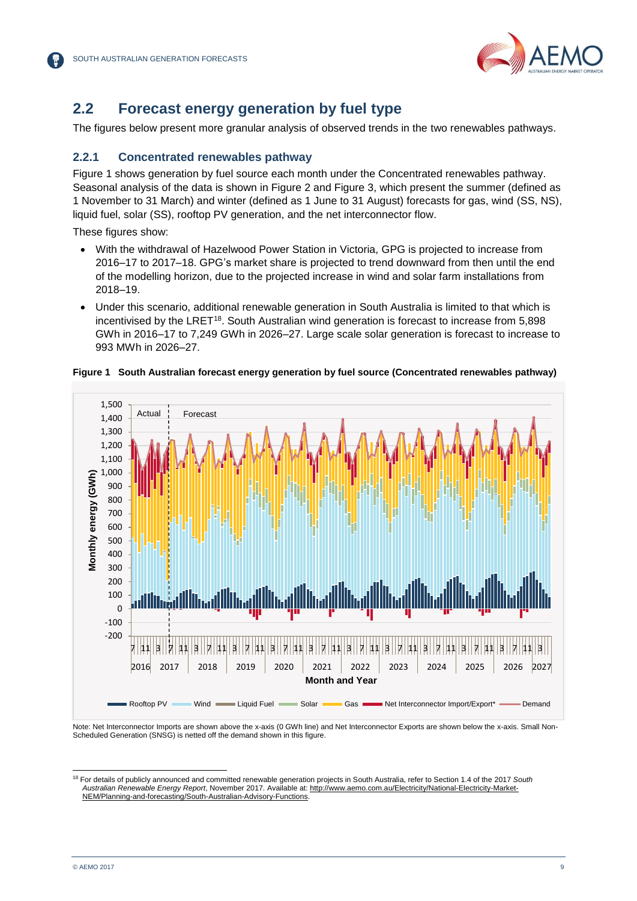## 2.2 Forecast energy generation by fuel type

The figures below present more granular analysis of observed trends in the two renewables pathways.

### 2.2.1 Concentrated renewables pathway

Figure 1 shows generation by fuel source each month under the Concentrated renewables pathway. Seasonal analysis of the data is shown in Figure 2 and Figure 3, which present the summer (defined as 1 November to 31 March) and winter (defined as 1 June to 31 August) forecasts for gas, wind (SS, NS), liquid fuel, solar (SS), rooftop PV generation, and the net interconnector flow.

These figures show:

- With the withdrawal of Hazelwood Power Station in Victoria, GPG is projected to increase from 2016–17 to 2017–18. GPG's market share is projected to trend downward from then until the end of the modelling horizon, due to the projected increase in wind and solar farm installations from 2018–19.
- Under this scenario, additional renewable generation in South Australia is limited to that which is incentivised by the LRET[18]. South Australian wind generation is forecast to increase from 5,898 GWh in 2016–17 to 7,249 GWh in 2026–27. Large scale solar generation is forecast to increase to 993 MWh in 2026–27.

**Figure 1 South Australian forecast energy generation by fuel source (Concentrated renewables pathway)**

Note: Net Interconnector Imports are shown above the x-axis (0 GWh line) and Net Interconnector Exports are shown below the x-axis. Small Non-Scheduled Generation (SNSG) is netted off the demand shown in this figure.

[18] For details of publicly announced and committed renewable generation projects in South Australia, refer to Section 1.4 of the 2017 *South Australian Renewable Energy Report*, November 2017. Available at: http://www.aemo.com.au/Electricity/National-Electricity-Market-NEM/Planning-and-forecasting/South-Australian-Advisory-Functions.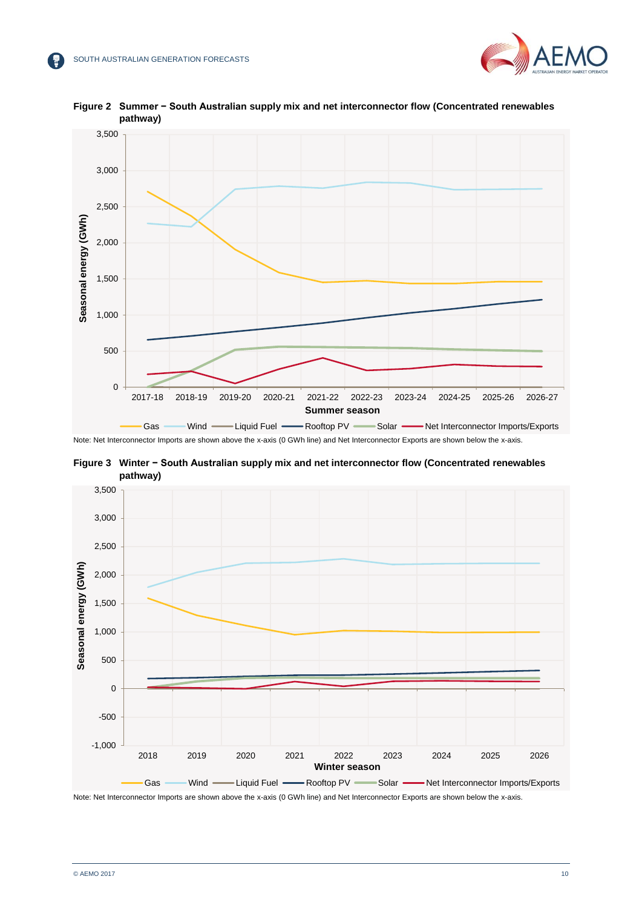**Figure 2 Summer − South Australian supply mix and net interconnector flow (Concentrated renewables pathway)**

Note: Net Interconnector Imports are shown above the x-axis (0 GWh line) and Net Interconnector Exports are shown below the x-axis.

**Figure 3 Winter − South Australian supply mix and net interconnector flow (Concentrated renewables pathway)**

Note: Net Interconnector Imports are shown above the x-axis (0 GWh line) and Net Interconnector Exports are shown below the x-axis.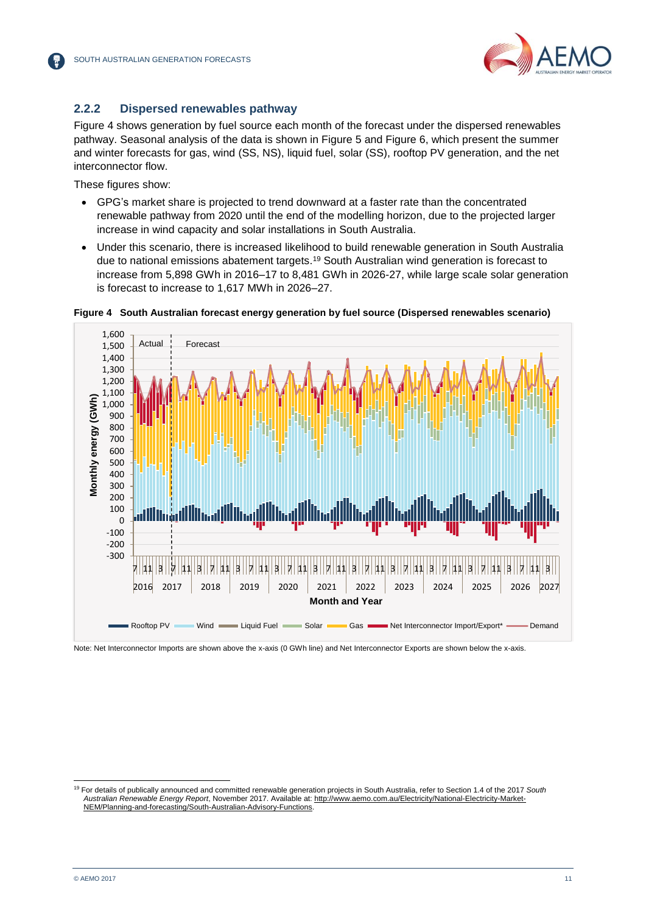### 2.2.2 Dispersed renewables pathway

Figure 4 shows generation by fuel source each month of the forecast under the dispersed renewables pathway. Seasonal analysis of the data is shown in Figure 5 and Figure 6, which present the summer and winter forecasts for gas, wind (SS, NS), liquid fuel, solar (SS), rooftop PV generation, and the net interconnector flow.

These figures show:

- GPG's market share is projected to trend downward at a faster rate than the concentrated renewable pathway from 2020 until the end of the modelling horizon, due to the projected larger increase in wind capacity and solar installations in South Australia.
- Under this scenario, there is increased likelihood to build renewable generation in South Australia due to national emissions abatement targets.[19] South Australian wind generation is forecast to increase from 5,898 GWh in 2016–17 to 8,481 GWh in 2026-27, while large scale solar generation is forecast to increase to 1,617 MWh in 2026–27.

**Figure 4 South Australian forecast energy generation by fuel source (Dispersed renewables scenario)**

Note: Net Interconnector Imports are shown above the x-axis (0 GWh line) and Net Interconnector Exports are shown below the x-axis.

[19] For details of publically announced and committed renewable generation projects in South Australia, refer to Section 1.4 of the 2017 *South Australian Renewable Energy Report*, November 2017. Available at: http://www.aemo.com.au/Electricity/National-Electricity-Market-NEM/Planning-and-forecasting/South-Australian-Advisory-Functions.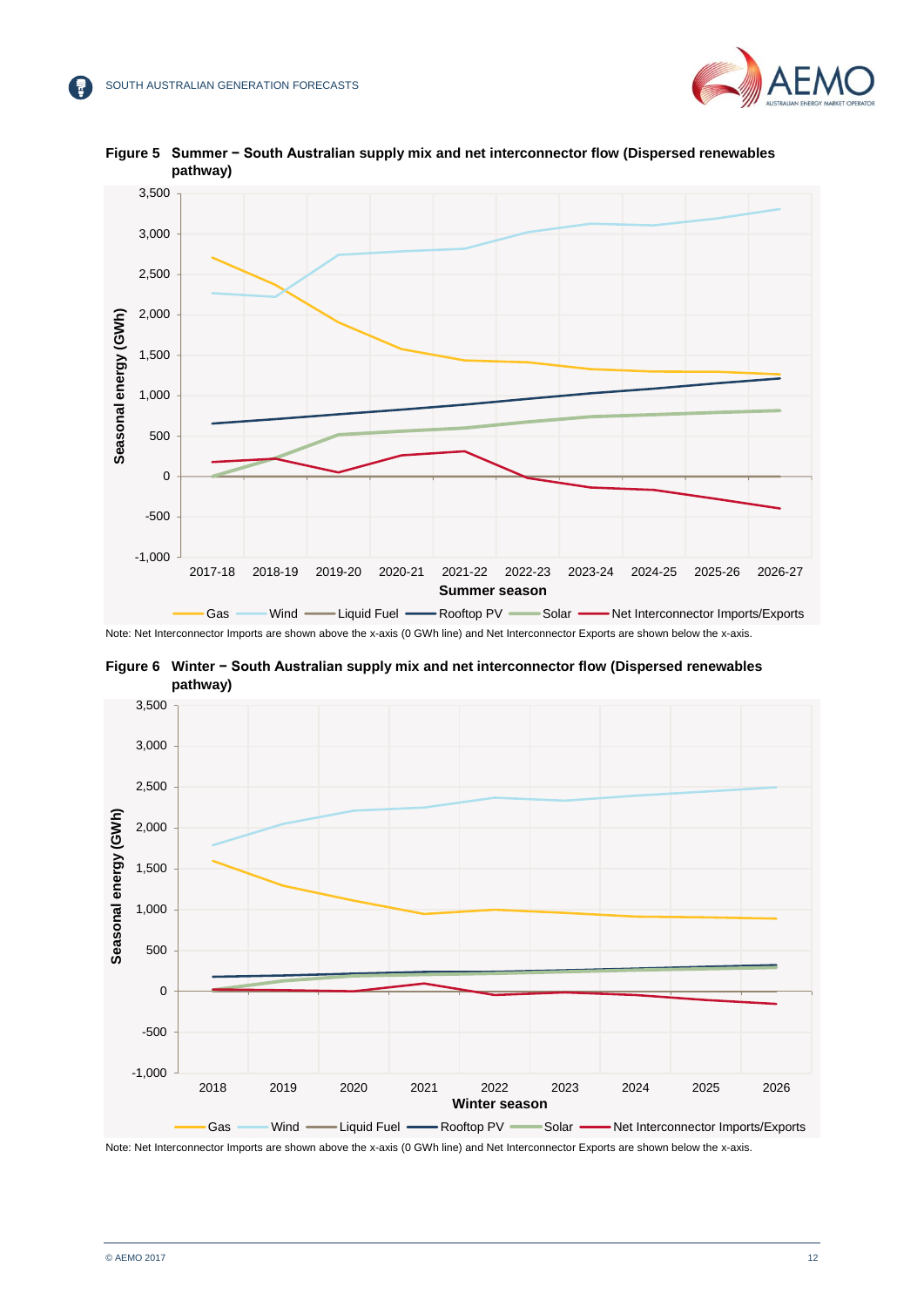**Figure 5 Summer − South Australian supply mix and net interconnector flow (Dispersed renewables pathway)**

Seasonal energy (GWh)

3,500
3,000
2,500
2,000
1,500
1,000
500
0
-500
-1,000

2017-18 2018-19 2019-20 2020-21 2021-22 2022-23 2023-24 2024-25 2025-26 2026-27

Summer season

Gas Wind Liquid Fuel Rooftop PV Solar Net Interconnector Imports/Exports

Note: Net Interconnector Imports are shown above the x-axis (0 GWh line) and Net Interconnector Exports are shown below the x-axis.

**Figure 6 Winter − South Australian supply mix and net interconnector flow (Dispersed renewables pathway)**

Seasonal energy (GWh)

3,500
3,000
2,500
2,000
1,500
1,000
500
0
-500
-1,000

2018 2019 2020 2021 2022 2023 2024 2025 2026

Winter season

Gas Wind Liquid Fuel Rooftop PV Solar Net Interconnector Imports/Exports

Note: Net Interconnector Imports are shown above the x-axis (0 GWh line) and Net Interconnector Exports are shown below the x-axis.